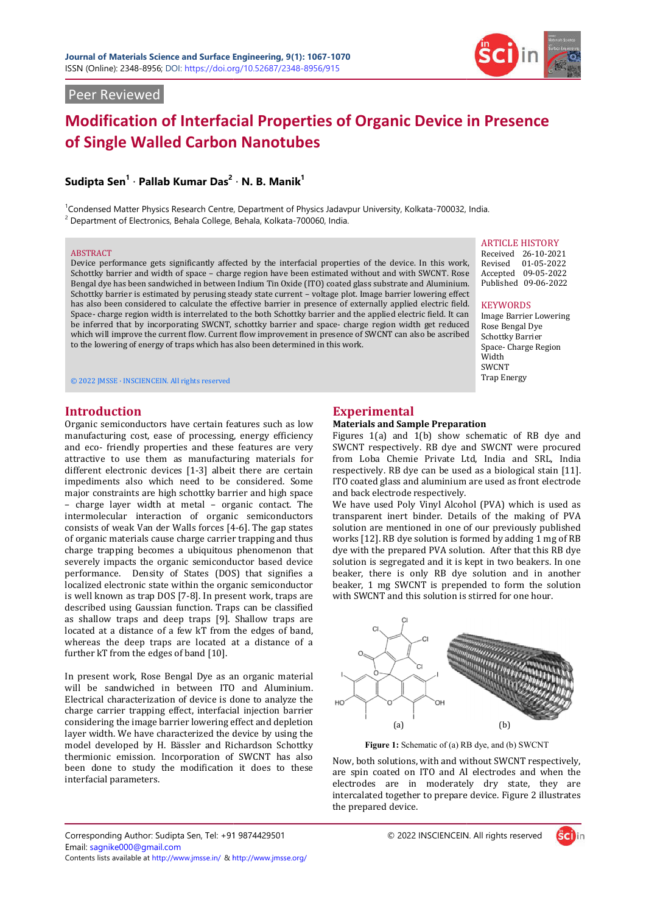Peer Reviewed

# Modification of Interfacial Properties of Organic Device in Presence of Single Walled Carbon Nanotubes

**Sudipta Sen[1] · Pallab Kumar Das[2] · N. B. Manik[1]**

[1]Condensed Matter Physics Research Centre, Department of Physics Jadavpur University, Kolkata-700032, India.
[2] Department of Electronics, Behala College, Behala, Kolkata-700060, India.

ABSTRACT

Device performance gets significantly affected by the interfacial properties of the device. In this work, Schottky barrier and width of space – charge region have been estimated without and with SWCNT. Rose Bengal dye has been sandwiched in between Indium Tin Oxide (ITO) coated glass substrate and Aluminium. Schottky barrier is estimated by perusing steady state current – voltage plot. Image barrier lowering effect has also been considered to calculate the effective barrier in presence of externally applied electric field. Space- charge region width is interrelated to the both Schottky barrier and the applied electric field. It can be inferred that by incorporating SWCNT, schottky barrier and space- charge region width get reduced which will improve the current flow. Current flow improvement in presence of SWCNT can also be ascribed to the lowering of energy of traps which has also been determined in this work.

© 2022 JMSSE · INSCIENCEIN. All rights reserved

ARTICLE HISTORY
Received 26-10-2021
Revised 01-05-2022
Accepted 09-05-2022
Published 09-06-2022

KEYWORDS
Image Barrier Lowering
Rose Bengal Dye
Schottky Barrier
Space- Charge Region Width
SWCNT
Trap Energy

## Introduction

Organic semiconductors have certain features such as low manufacturing cost, ease of processing, energy efficiency and eco- friendly properties and these features are very attractive to use them as manufacturing materials for different electronic devices [1-3] albeit there are certain impediments also which need to be considered. Some major constraints are high schottky barrier and high space – charge layer width at metal – organic contact. The intermolecular interaction of organic semiconductors consists of weak Van der Walls forces [4-6]. The gap states of organic materials cause charge carrier trapping and thus charge trapping becomes a ubiquitous phenomenon that severely impacts the organic semiconductor based device performance. Density of States (DOS) that signifies a localized electronic state within the organic semiconductor is well known as trap DOS [7-8]. In present work, traps are described using Gaussian function. Traps can be classified as shallow traps and deep traps [9]. Shallow traps are located at a distance of a few kT from the edges of band, whereas the deep traps are located at a distance of a further kT from the edges of band [10].

In present work, Rose Bengal Dye as an organic material will be sandwiched in between ITO and Aluminium. Electrical characterization of device is done to analyze the charge carrier trapping effect, interfacial injection barrier considering the image barrier lowering effect and depletion layer width. We have characterized the device by using the model developed by H. Bässler and Richardson Schottky thermionic emission. Incorporation of SWCNT has also been done to study the modification it does to these interfacial parameters.

## Experimental

### Materials and Sample Preparation

Figures 1(a) and 1(b) show schematic of RB dye and SWCNT respectively. RB dye and SWCNT were procured from Loba Chemie Private Ltd, India and SRL, India respectively. RB dye can be used as a biological stain [11]. ITO coated glass and aluminium are used as front electrode and back electrode respectively.

We have used Poly Vinyl Alcohol (PVA) which is used as transparent inert binder. Details of the making of PVA solution are mentioned in one of our previously published works [12]. RB dye solution is formed by adding 1 mg of RB dye with the prepared PVA solution. After that this RB dye solution is segregated and it is kept in two beakers. In one beaker, there is only RB dye solution and in another beaker, 1 mg SWCNT is prepended to form the solution with SWCNT and this solution is stirred for one hour.

**Figure 1:** Schematic of (a) RB dye, and (b) SWCNT

Now, both solutions, with and without SWCNT respectively, are spin coated on ITO and Al electrodes and when the electrodes are in moderately dry state, they are intercalated together to prepare device. Figure 2 illustrates the prepared device.

Corresponding Author: Sudipta Sen, Tel: +91 9874429501
Email: sagnike000@gmail.com
Contents lists available at http://www.jmsse.in/ & http://www.jmsse.org/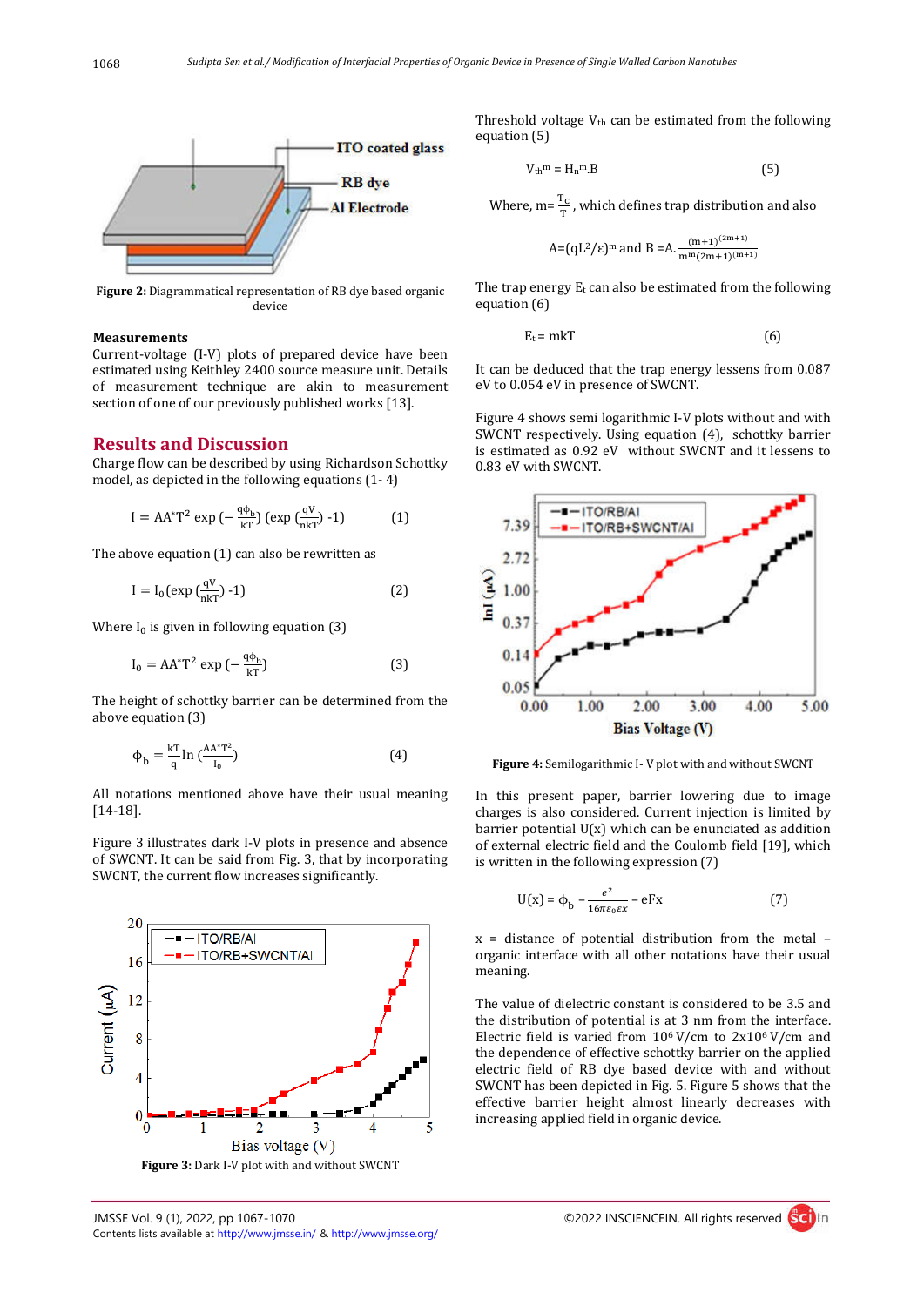Figure 2: Diagrammatical representation of RB dye based organic device

**Measurements**

Current-voltage (I-V) plots of prepared device have been estimated using Keithley 2400 source measure unit. Details of measurement technique are akin to measurement section of one of our previously published works [13].

## Results and Discussion

Charge flow can be described by using Richardson Schottky model, as depicted in the following equations (1- 4)

$$I = AA^{*}T^{2} \exp\left(-\frac{q\phi_b}{kT}\right)\left(\exp\left(\frac{qV}{nkT}\right) - 1\right) \quad (1)$$

The above equation (1) can also be rewritten as

$$I = I_0\left(\exp\left(\frac{qV}{nkT}\right) - 1\right) \quad (2)$$

Where $I_0$ is given in following equation (3)

$$I_0 = AA^{*}T^{2} \exp\left(-\frac{q\phi_b}{kT}\right) \quad (3)$$

The height of schottky barrier can be determined from the above equation (3)

$$\phi_b = \frac{kT}{q} \ln\left(\frac{AA^{*}T^{2}}{I_0}\right) \quad (4)$$

All notations mentioned above have their usual meaning [14-18].

Figure 3 illustrates dark I-V plots in presence and absence of SWCNT. It can be said from Fig. 3, that by incorporating SWCNT, the current flow increases significantly.

Figure 3: Dark I-V plot with and without SWCNT

Threshold voltage $V_{th}$ can be estimated from the following equation (5)

$$V_{th}^{m} = H_n^{m}.B \quad (5)$$

Where, $m = \frac{T_c}{T}$, which defines trap distribution and also

$$A = (qL^2/\varepsilon)^m \text{ and } B = A.\frac{(m+1)^{(2m+1)}}{m^m(2m+1)^{(m+1)}}$$

The trap energy $E_t$ can also be estimated from the following equation (6)

$$E_t = mkT \quad (6)$$

It can be deduced that the trap energy lessens from 0.087 eV to 0.054 eV in presence of SWCNT.

Figure 4 shows semi logarithmic I-V plots without and with SWCNT respectively. Using equation (4), schottky barrier is estimated as 0.92 eV without SWCNT and it lessens to 0.83 eV with SWCNT.

Figure 4: Semilogarithmic I- V plot with and without SWCNT

In this present paper, barrier lowering due to image charges is also considered. Current injection is limited by barrier potential U(x) which can be enunciated as addition of external electric field and the Coulomb field [19], which is written in the following expression (7)

$$U(x) = \phi_b - \frac{e^2}{16\pi\varepsilon_0\varepsilon x} - eFx \quad (7)$$

x = distance of potential distribution from the metal – organic interface with all other notations have their usual meaning.

The value of dielectric constant is considered to be 3.5 and the distribution of potential is at 3 nm from the interface. Electric field is varied from $10^6$ V/cm to $2\times10^6$ V/cm and the dependence of effective schottky barrier on the applied electric field of RB dye based device with and without SWCNT has been depicted in Fig. 5. Figure 5 shows that the effective barrier height almost linearly decreases with increasing applied field in organic device.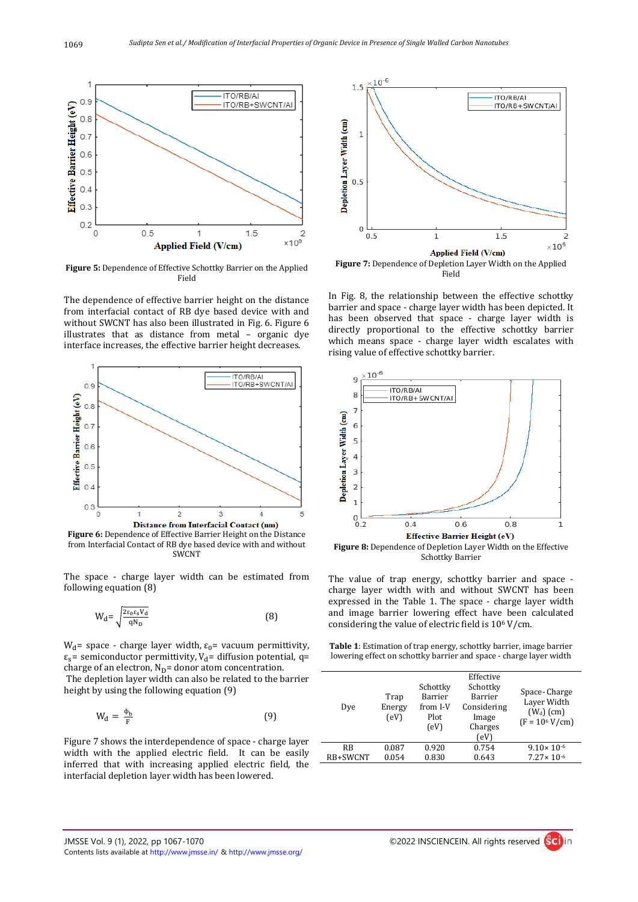Figure 5: Dependence of Effective Schottky Barrier on the Applied Field

The dependence of effective barrier height on the distance from interfacial contact of RB dye based device with and without SWCNT has also been illustrated in Fig. 6. Figure 6 illustrates that as distance from metal – organic dye interface increases, the effective barrier height decreases.

Figure 6: Dependence of Effective Barrier Height on the Distance from Interfacial Contact of RB dye based device with and without SWCNT

The space - charge layer width can be estimated from following equation (8)

$$W_d = \sqrt{\frac{2\varepsilon_0 \varepsilon_s V_d}{q N_D}} \quad (8)$$

$W_d$= space - charge layer width, $\varepsilon_0$= vacuum permittivity, $\varepsilon_s$= semiconductor permittivity, $V_d$= diffusion potential, q= charge of an electron, $N_D$= donor atom concentration.

The depletion layer width can also be related to the barrier height by using the following equation (9)

$$W_d = \frac{\phi_b}{F} \quad (9)$$

Figure 7 shows the interdependence of space - charge layer width with the applied electric field. It can be easily inferred that with increasing applied electric field, the interfacial depletion layer width has been lowered.

Figure 7: Dependence of Depletion Layer Width on the Applied Field

In Fig. 8, the relationship between the effective schottky barrier and space - charge layer width has been depicted. It has been observed that space - charge layer width is directly proportional to the effective schottky barrier which means space - charge layer width escalates with rising value of effective schottky barrier.

Figure 8: Dependence of Depletion Layer Width on the Effective Schottky Barrier

The value of trap energy, schottky barrier and space - charge layer width with and without SWCNT has been expressed in the Table 1. The space - charge layer width and image barrier lowering effect have been calculated considering the value of electric field is $10^6$ V/cm.

**Table 1**: Estimation of trap energy, schottky barrier, image barrier lowering effect on schottky barrier and space - charge layer width

| Dye | Trap Energy (eV) | Schottky Barrier from I-V Plot (eV) | Effective Schottky Barrier Considering Image Charges (eV) | Space-Charge Layer Width ($W_d$) (cm) (F = $10^6$ V/cm) |
|---|---|---|---|---|
| RB | 0.087 | 0.920 | 0.754 | $9.10\times 10^{-6}$ |
| RB+SWCNT | 0.054 | 0.830 | 0.643 | $7.27\times 10^{-6}$ |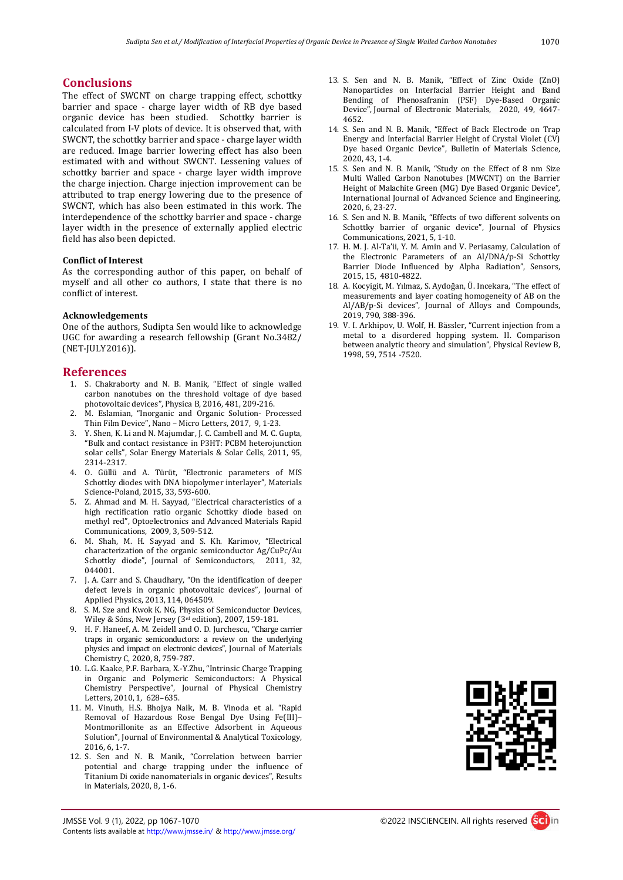## Conclusions

The effect of SWCNT on charge trapping effect, schottky barrier and space - charge layer width of RB dye based organic device has been studied. Schottky barrier is calculated from I-V plots of device. It is observed that, with SWCNT, the schottky barrier and space - charge layer width are reduced. Image barrier lowering effect has also been estimated with and without SWCNT. Lessening values of schottky barrier and space - charge layer width improve the charge injection. Charge injection improvement can be attributed to trap energy lowering due to the presence of SWCNT, which has also been estimated in this work. The interdependence of the schottky barrier and space - charge layer width in the presence of externally applied electric field has also been depicted.

### Conflict of Interest

As the corresponding author of this paper, on behalf of myself and all other co authors, I state that there is no conflict of interest.

### Acknowledgements

One of the authors, Sudipta Sen would like to acknowledge UGC for awarding a research fellowship (Grant No.3482/ (NET-JULY2016)).

## References

1. S. Chakraborty and N. B. Manik, "Effect of single walled carbon nanotubes on the threshold voltage of dye based photovoltaic devices", Physica B, 2016, 481, 209-216.
2. M. Eslamian, "Inorganic and Organic Solution- Processed Thin Film Device", Nano – Micro Letters, 2017, 9, 1-23.
3. Y. Shen, K. Li and N. Majumdar, J. C. Cambell and M. C. Gupta, "Bulk and contact resistance in P3HT: PCBM heterojunction solar cells", Solar Energy Materials & Solar Cells, 2011, 95, 2314-2317.
4. O. Güllü and A. Türüt, "Electronic parameters of MIS Schottky diodes with DNA biopolymer interlayer", Materials Science-Poland, 2015, 33, 593-600.
5. Z. Ahmad and M. H. Sayyad, "Electrical characteristics of a high rectification ratio organic Schottky diode based on methyl red", Optoelectronics and Advanced Materials Rapid Communications, 2009, 3, 509-512.
6. M. Shah, M. H. Sayyad and S. Kh. Karimov, "Electrical characterization of the organic semiconductor Ag/CuPc/Au Schottky diode", Journal of Semiconductors, 2011, 32, 044001.
7. J. A. Carr and S. Chaudhary, "On the identification of deeper defect levels in organic photovoltaic devices", Journal of Applied Physics, 2013, 114, 064509.
8. S. M. Sze and Kwok K. NG, Physics of Semiconductor Devices, Wiley & Sóns, New Jersey (3rd edition), 2007, 159-181.
9. H. F. Haneef, A. M. Zeidell and O. D. Jurchescu, "Charge carrier traps in organic semiconductors: a review on the underlying physics and impact on electronic devices", Journal of Materials Chemistry C, 2020, 8, 759-787.
10. L.G. Kaake, P.F. Barbara, X.-Y.Zhu, "Intrinsic Charge Trapping in Organic and Polymeric Semiconductors: A Physical Chemistry Perspective", Journal of Physical Chemistry Letters, 2010, 1, 628–635.
11. M. Vinuth, H.S. Bhojya Naik, M. B. Vinoda et al. "Rapid Removal of Hazardous Rose Bengal Dye Using Fe(III)–Montmorillonite as an Effective Adsorbent in Aqueous Solution", Journal of Environmental & Analytical Toxicology, 2016, 6, 1-7.
12. S. Sen and N. B. Manik, "Correlation between barrier potential and charge trapping under the influence of Titanium Di oxide nanomaterials in organic devices", Results in Materials, 2020, 8, 1-6.
13. S. Sen and N. B. Manik, "Effect of Zinc Oxide (ZnO) Nanoparticles on Interfacial Barrier Height and Band Bending of Phenosafranin (PSF) Dye-Based Organic Device", Journal of Electronic Materials, 2020, 49, 4647-4652.
14. S. Sen and N. B. Manik, "Effect of Back Electrode on Trap Energy and Interfacial Barrier Height of Crystal Violet (CV) Dye based Organic Device", Bulletin of Materials Science, 2020, 43, 1-4.
15. S. Sen and N. B. Manik, "Study on the Effect of 8 nm Size Multi Walled Carbon Nanotubes (MWCNT) on the Barrier Height of Malachite Green (MG) Dye Based Organic Device", International Journal of Advanced Science and Engineering, 2020, 6, 23-27.
16. S. Sen and N. B. Manik, "Effects of two different solvents on Schottky barrier of organic device", Journal of Physics Communications, 2021, 5, 1-10.
17. H. M. J. Al-Ta'ii, Y. M. Amin and V. Periasamy, Calculation of the Electronic Parameters of an Al/DNA/p-Si Schottky Barrier Diode Influenced by Alpha Radiation", Sensors, 2015, 15, 4810-4822.
18. A. Kocyigit, M. Yılmaz, S. Aydoğan, Ü. Incekara, "The effect of measurements and layer coating homogeneity of AB on the Al/AB/p-Si devices", Journal of Alloys and Compounds, 2019, 790, 388-396.
19. V. I. Arkhipov, U. Wolf, H. Bässler, "Current injection from a metal to a disordered hopping system. II. Comparison between analytic theory and simulation", Physical Review B, 1998, 59, 7514 -7520.